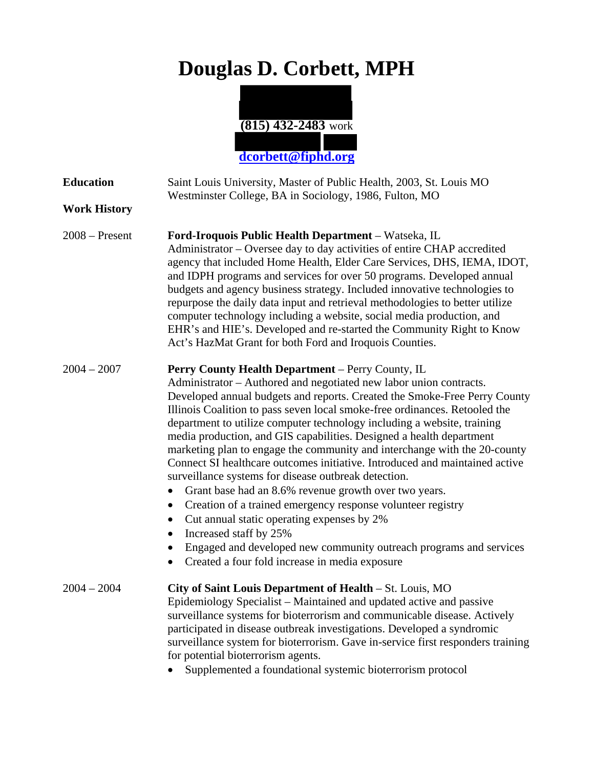# Douglas D. Corbett, MPH

**(815) 432-2483** work

**dcorbett@fiphd.org**

**Education**

Saint Louis University, Master of Public Health, 2003, St. Louis MO
Westminster College, BA in Sociology, 1986, Fulton, MO

**Work History**

2008 – Present

**Ford-Iroquois Public Health Department** – Watseka, IL
Administrator – Oversee day to day activities of entire CHAP accredited agency that included Home Health, Elder Care Services, DHS, IEMA, IDOT, and IDPH programs and services for over 50 programs. Developed annual budgets and agency business strategy. Included innovative technologies to repurpose the daily data input and retrieval methodologies to better utilize computer technology including a website, social media production, and EHR's and HIE's. Developed and re-started the Community Right to Know Act's HazMat Grant for both Ford and Iroquois Counties.

2004 – 2007

**Perry County Health Department** – Perry County, IL
Administrator – Authored and negotiated new labor union contracts. Developed annual budgets and reports. Created the Smoke-Free Perry County Illinois Coalition to pass seven local smoke-free ordinances. Retooled the department to utilize computer technology including a website, training media production, and GIS capabilities. Designed a health department marketing plan to engage the community and interchange with the 20-county Connect SI healthcare outcomes initiative. Introduced and maintained active surveillance systems for disease outbreak detection.

- Grant base had an 8.6% revenue growth over two years.
- Creation of a trained emergency response volunteer registry
- Cut annual static operating expenses by 2%
- Increased staff by 25%
- Engaged and developed new community outreach programs and services
- Created a four fold increase in media exposure

2004 – 2004

**City of Saint Louis Department of Health** – St. Louis, MO
Epidemiology Specialist – Maintained and updated active and passive surveillance systems for bioterrorism and communicable disease. Actively participated in disease outbreak investigations. Developed a syndromic surveillance system for bioterrorism. Gave in-service first responders training for potential bioterrorism agents.

- Supplemented a foundational systemic bioterrorism protocol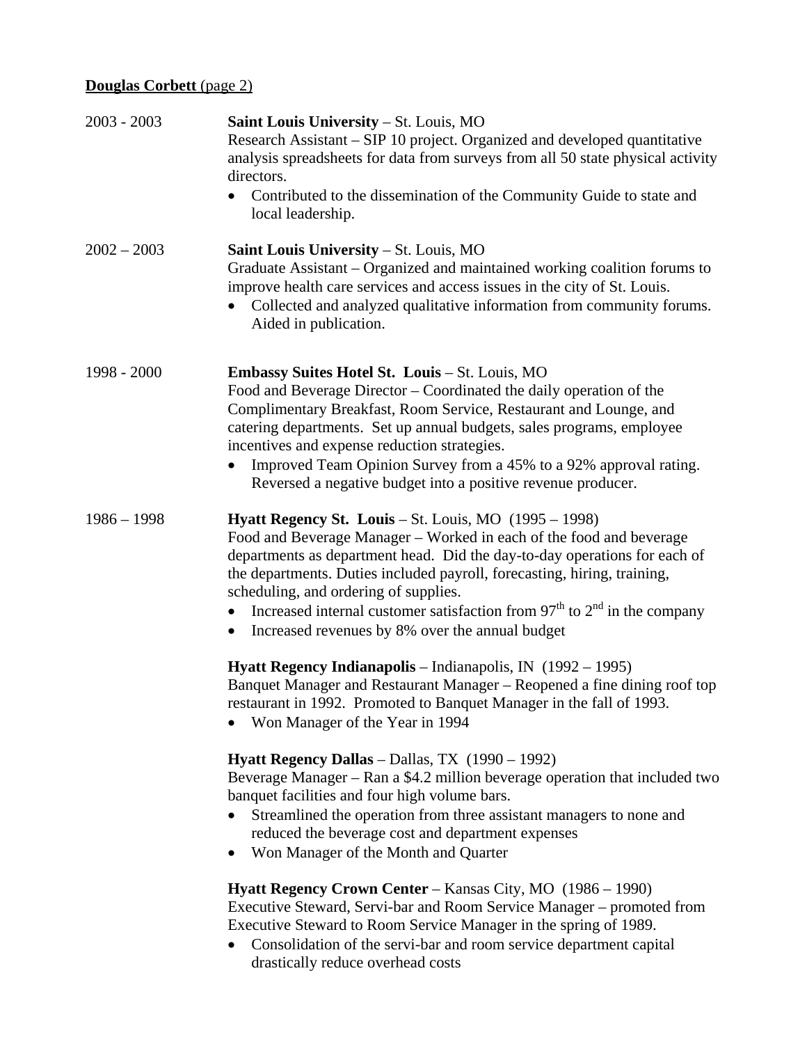**Douglas Corbett** (page 2)

2003 - 2003 **Saint Louis University** – St. Louis, MO

Research Assistant – SIP 10 project. Organized and developed quantitative analysis spreadsheets for data from surveys from all 50 state physical activity directors.

- Contributed to the dissemination of the Community Guide to state and local leadership.

2002 – 2003 **Saint Louis University** – St. Louis, MO

Graduate Assistant – Organized and maintained working coalition forums to improve health care services and access issues in the city of St. Louis.

- Collected and analyzed qualitative information from community forums. Aided in publication.

1998 - 2000 **Embassy Suites Hotel St. Louis** – St. Louis, MO

Food and Beverage Director – Coordinated the daily operation of the Complimentary Breakfast, Room Service, Restaurant and Lounge, and catering departments. Set up annual budgets, sales programs, employee incentives and expense reduction strategies.

- Improved Team Opinion Survey from a 45% to a 92% approval rating. Reversed a negative budget into a positive revenue producer.

1986 – 1998 **Hyatt Regency St. Louis** – St. Louis, MO (1995 – 1998)

Food and Beverage Manager – Worked in each of the food and beverage departments as department head. Did the day-to-day operations for each of the departments. Duties included payroll, forecasting, hiring, training, scheduling, and ordering of supplies.

- Increased internal customer satisfaction from 97th to 2nd in the company
- Increased revenues by 8% over the annual budget

**Hyatt Regency Indianapolis** – Indianapolis, IN (1992 – 1995)

Banquet Manager and Restaurant Manager – Reopened a fine dining roof top restaurant in 1992. Promoted to Banquet Manager in the fall of 1993.

- Won Manager of the Year in 1994

**Hyatt Regency Dallas** – Dallas, TX (1990 – 1992)

Beverage Manager – Ran a $4.2 million beverage operation that included two banquet facilities and four high volume bars.

- Streamlined the operation from three assistant managers to none and reduced the beverage cost and department expenses
- Won Manager of the Month and Quarter

**Hyatt Regency Crown Center** – Kansas City, MO (1986 – 1990)

Executive Steward, Servi-bar and Room Service Manager – promoted from Executive Steward to Room Service Manager in the spring of 1989.

- Consolidation of the servi-bar and room service department capital drastically reduce overhead costs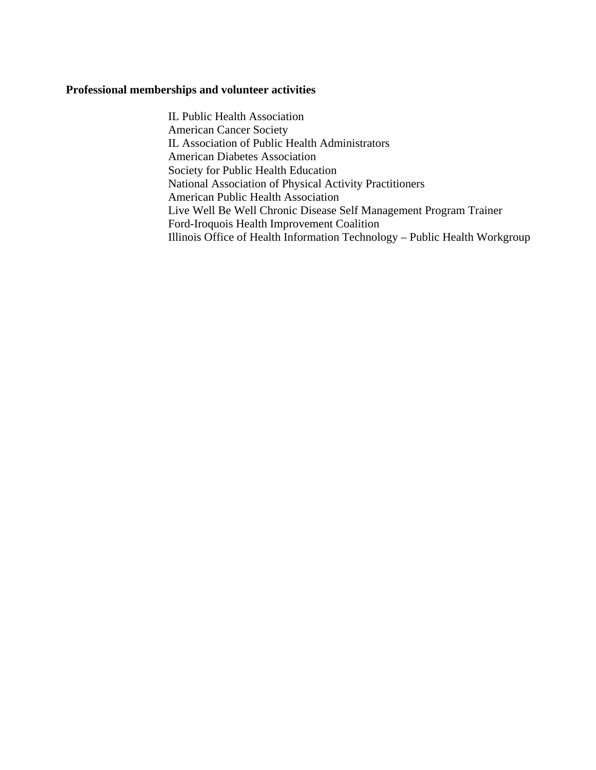**Professional memberships and volunteer activities**

IL Public Health Association
American Cancer Society
IL Association of Public Health Administrators
American Diabetes Association
Society for Public Health Education
National Association of Physical Activity Practitioners
American Public Health Association
Live Well Be Well Chronic Disease Self Management Program Trainer
Ford-Iroquois Health Improvement Coalition
Illinois Office of Health Information Technology – Public Health Workgroup